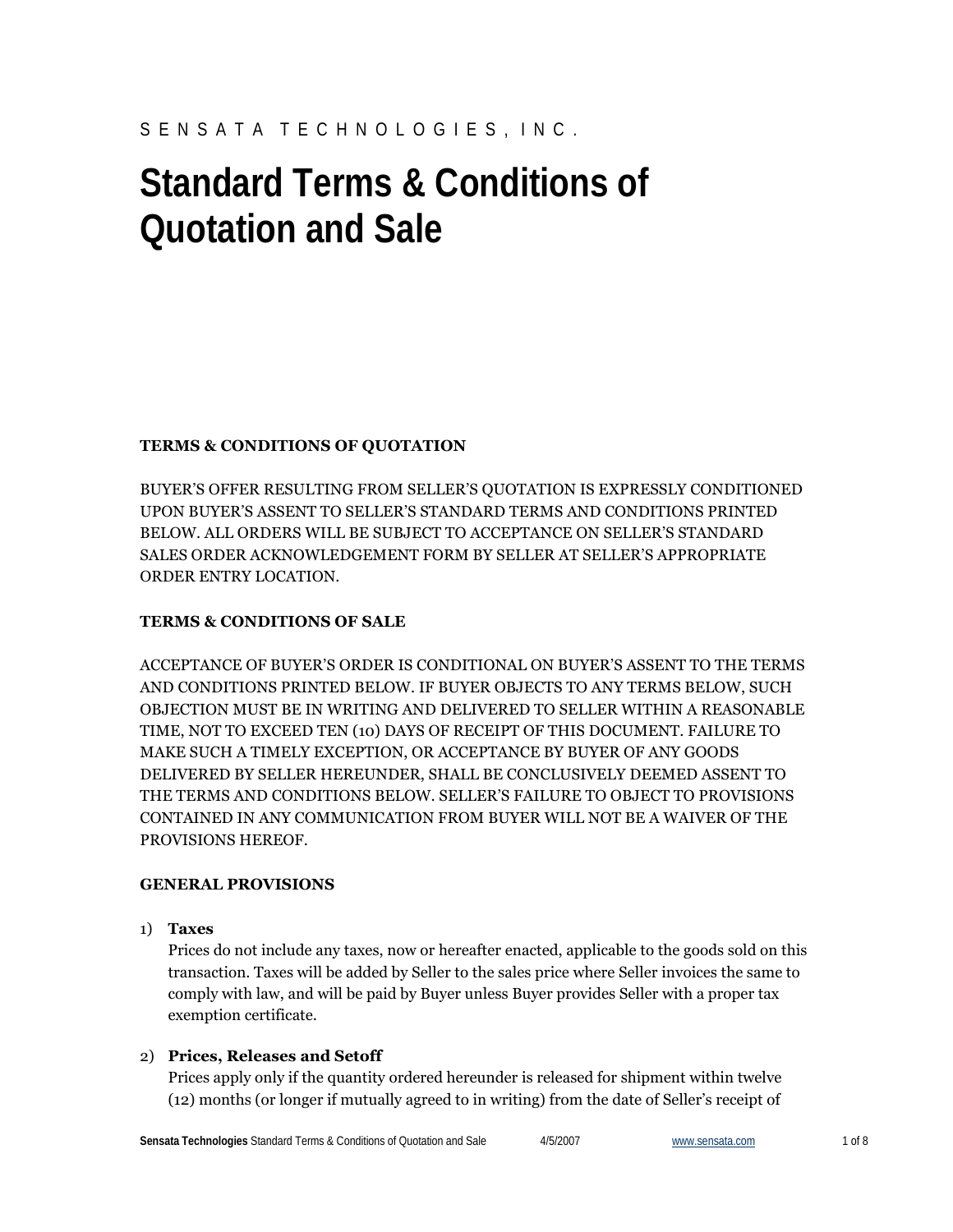S E N S A T A T E C H N O L O G I E S , I N C .

# Standard Terms & Conditions of Quotation and Sale

**TERMS & CONDITIONS OF QUOTATION**

BUYER'S OFFER RESULTING FROM SELLER'S QUOTATION IS EXPRESSLY CONDITIONED UPON BUYER'S ASSENT TO SELLER'S STANDARD TERMS AND CONDITIONS PRINTED BELOW. ALL ORDERS WILL BE SUBJECT TO ACCEPTANCE ON SELLER'S STANDARD SALES ORDER ACKNOWLEDGEMENT FORM BY SELLER AT SELLER'S APPROPRIATE ORDER ENTRY LOCATION.

**TERMS & CONDITIONS OF SALE**

ACCEPTANCE OF BUYER'S ORDER IS CONDITIONAL ON BUYER'S ASSENT TO THE TERMS AND CONDITIONS PRINTED BELOW. IF BUYER OBJECTS TO ANY TERMS BELOW, SUCH OBJECTION MUST BE IN WRITING AND DELIVERED TO SELLER WITHIN A REASONABLE TIME, NOT TO EXCEED TEN (10) DAYS OF RECEIPT OF THIS DOCUMENT. FAILURE TO MAKE SUCH A TIMELY EXCEPTION, OR ACCEPTANCE BY BUYER OF ANY GOODS DELIVERED BY SELLER HEREUNDER, SHALL BE CONCLUSIVELY DEEMED ASSENT TO THE TERMS AND CONDITIONS BELOW. SELLER'S FAILURE TO OBJECT TO PROVISIONS CONTAINED IN ANY COMMUNICATION FROM BUYER WILL NOT BE A WAIVER OF THE PROVISIONS HEREOF.

**GENERAL PROVISIONS**

1) **Taxes**
Prices do not include any taxes, now or hereafter enacted, applicable to the goods sold on this transaction. Taxes will be added by Seller to the sales price where Seller invoices the same to comply with law, and will be paid by Buyer unless Buyer provides Seller with a proper tax exemption certificate.

2) **Prices, Releases and Setoff**
Prices apply only if the quantity ordered hereunder is released for shipment within twelve (12) months (or longer if mutually agreed to in writing) from the date of Seller's receipt of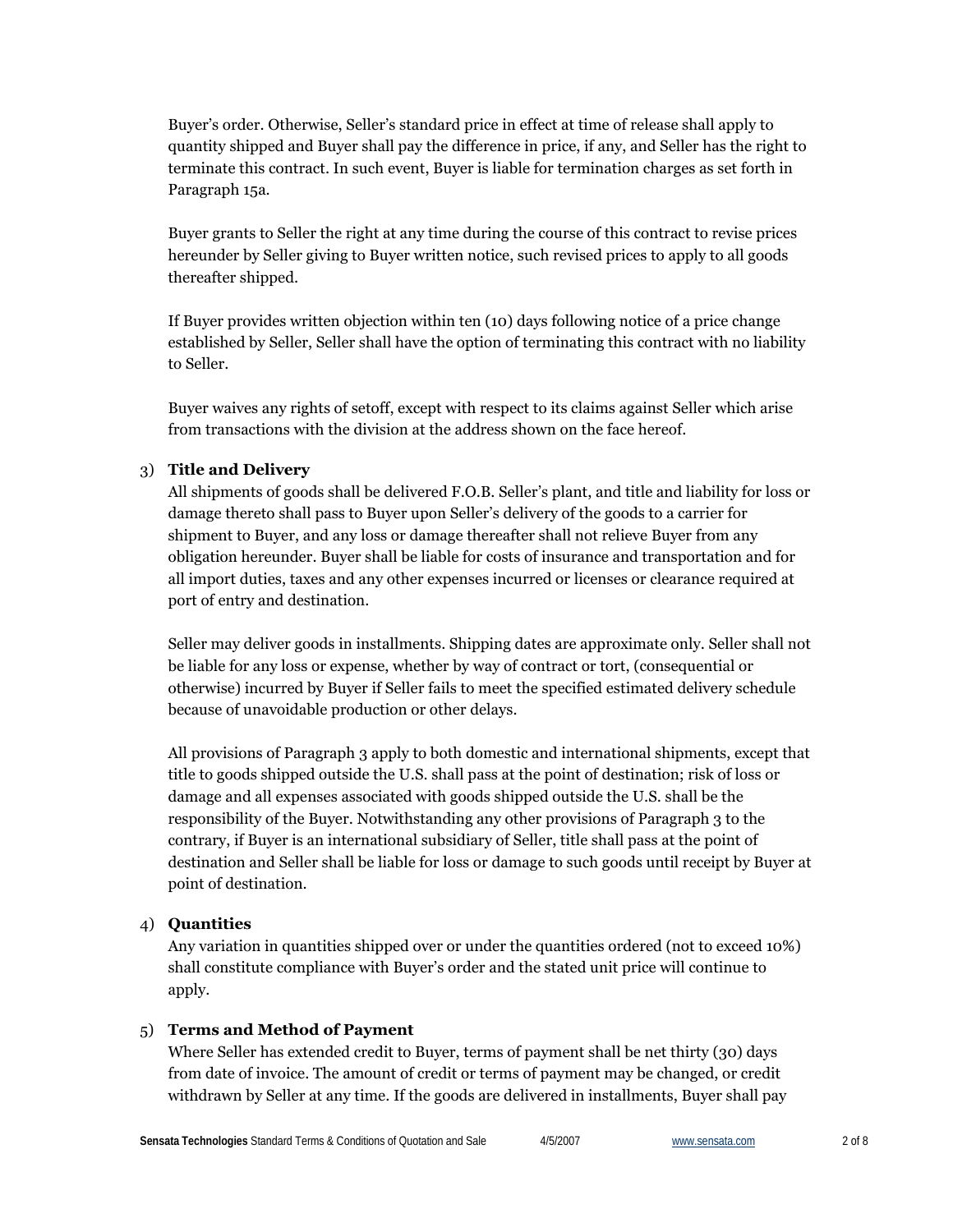Buyer's order. Otherwise, Seller's standard price in effect at time of release shall apply to quantity shipped and Buyer shall pay the difference in price, if any, and Seller has the right to terminate this contract. In such event, Buyer is liable for termination charges as set forth in Paragraph 15a.

Buyer grants to Seller the right at any time during the course of this contract to revise prices hereunder by Seller giving to Buyer written notice, such revised prices to apply to all goods thereafter shipped.

If Buyer provides written objection within ten (10) days following notice of a price change established by Seller, Seller shall have the option of terminating this contract with no liability to Seller.

Buyer waives any rights of setoff, except with respect to its claims against Seller which arise from transactions with the division at the address shown on the face hereof.

3) **Title and Delivery**

All shipments of goods shall be delivered F.O.B. Seller's plant, and title and liability for loss or damage thereto shall pass to Buyer upon Seller's delivery of the goods to a carrier for shipment to Buyer, and any loss or damage thereafter shall not relieve Buyer from any obligation hereunder. Buyer shall be liable for costs of insurance and transportation and for all import duties, taxes and any other expenses incurred or licenses or clearance required at port of entry and destination.

Seller may deliver goods in installments. Shipping dates are approximate only. Seller shall not be liable for any loss or expense, whether by way of contract or tort, (consequential or otherwise) incurred by Buyer if Seller fails to meet the specified estimated delivery schedule because of unavoidable production or other delays.

All provisions of Paragraph 3 apply to both domestic and international shipments, except that title to goods shipped outside the U.S. shall pass at the point of destination; risk of loss or damage and all expenses associated with goods shipped outside the U.S. shall be the responsibility of the Buyer. Notwithstanding any other provisions of Paragraph 3 to the contrary, if Buyer is an international subsidiary of Seller, title shall pass at the point of destination and Seller shall be liable for loss or damage to such goods until receipt by Buyer at point of destination.

4) **Quantities**

Any variation in quantities shipped over or under the quantities ordered (not to exceed 10%) shall constitute compliance with Buyer's order and the stated unit price will continue to apply.

5) **Terms and Method of Payment**

Where Seller has extended credit to Buyer, terms of payment shall be net thirty (30) days from date of invoice. The amount of credit or terms of payment may be changed, or credit withdrawn by Seller at any time. If the goods are delivered in installments, Buyer shall pay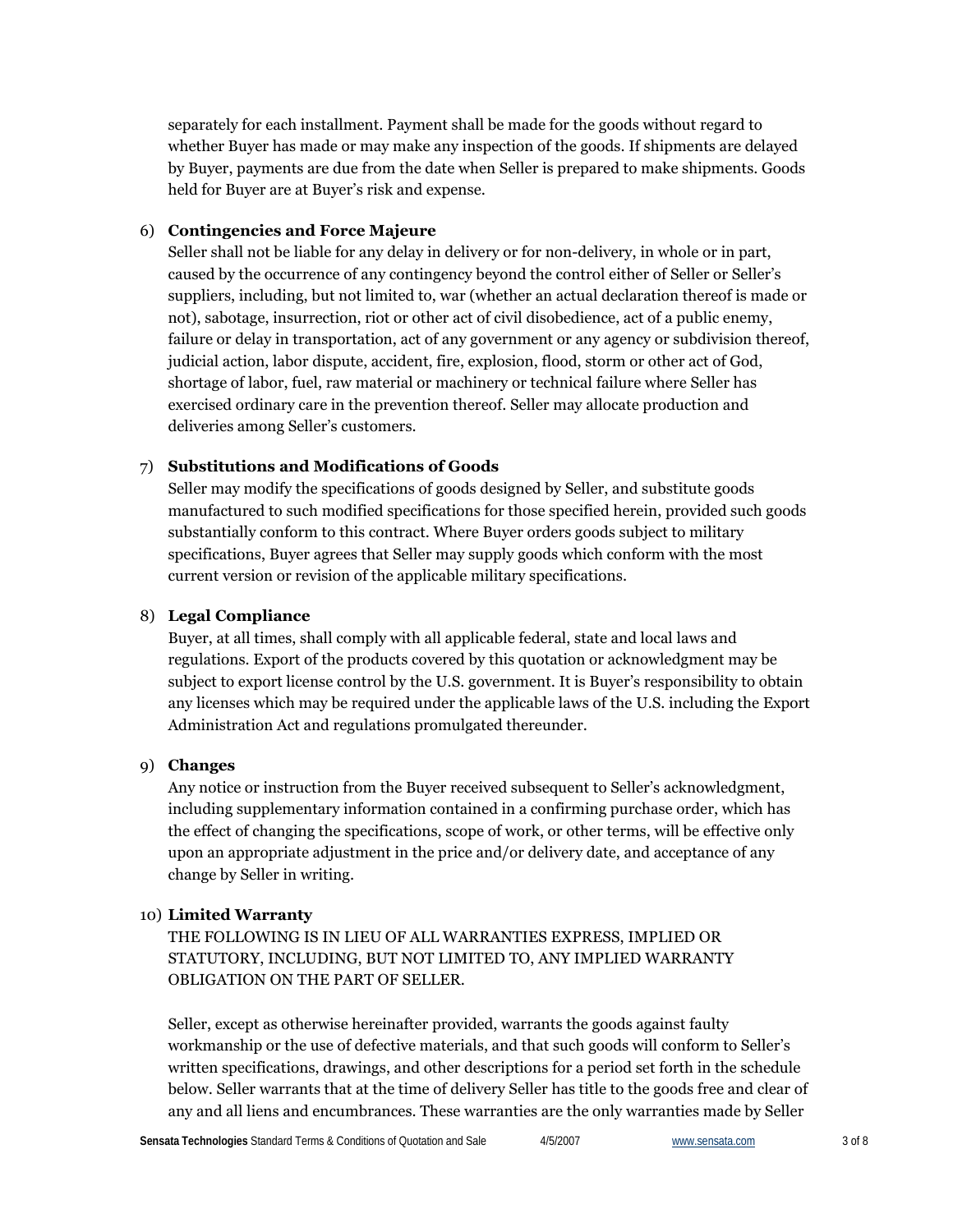separately for each installment. Payment shall be made for the goods without regard to whether Buyer has made or may make any inspection of the goods. If shipments are delayed by Buyer, payments are due from the date when Seller is prepared to make shipments. Goods held for Buyer are at Buyer's risk and expense.

6) **Contingencies and Force Majeure**

Seller shall not be liable for any delay in delivery or for non-delivery, in whole or in part, caused by the occurrence of any contingency beyond the control either of Seller or Seller's suppliers, including, but not limited to, war (whether an actual declaration thereof is made or not), sabotage, insurrection, riot or other act of civil disobedience, act of a public enemy, failure or delay in transportation, act of any government or any agency or subdivision thereof, judicial action, labor dispute, accident, fire, explosion, flood, storm or other act of God, shortage of labor, fuel, raw material or machinery or technical failure where Seller has exercised ordinary care in the prevention thereof. Seller may allocate production and deliveries among Seller's customers.

7) **Substitutions and Modifications of Goods**

Seller may modify the specifications of goods designed by Seller, and substitute goods manufactured to such modified specifications for those specified herein, provided such goods substantially conform to this contract. Where Buyer orders goods subject to military specifications, Buyer agrees that Seller may supply goods which conform with the most current version or revision of the applicable military specifications.

8) **Legal Compliance**

Buyer, at all times, shall comply with all applicable federal, state and local laws and regulations. Export of the products covered by this quotation or acknowledgment may be subject to export license control by the U.S. government. It is Buyer's responsibility to obtain any licenses which may be required under the applicable laws of the U.S. including the Export Administration Act and regulations promulgated thereunder.

9) **Changes**

Any notice or instruction from the Buyer received subsequent to Seller's acknowledgment, including supplementary information contained in a confirming purchase order, which has the effect of changing the specifications, scope of work, or other terms, will be effective only upon an appropriate adjustment in the price and/or delivery date, and acceptance of any change by Seller in writing.

10) **Limited Warranty**

THE FOLLOWING IS IN LIEU OF ALL WARRANTIES EXPRESS, IMPLIED OR STATUTORY, INCLUDING, BUT NOT LIMITED TO, ANY IMPLIED WARRANTY OBLIGATION ON THE PART OF SELLER.

Seller, except as otherwise hereinafter provided, warrants the goods against faulty workmanship or the use of defective materials, and that such goods will conform to Seller's written specifications, drawings, and other descriptions for a period set forth in the schedule below. Seller warrants that at the time of delivery Seller has title to the goods free and clear of any and all liens and encumbrances. These warranties are the only warranties made by Seller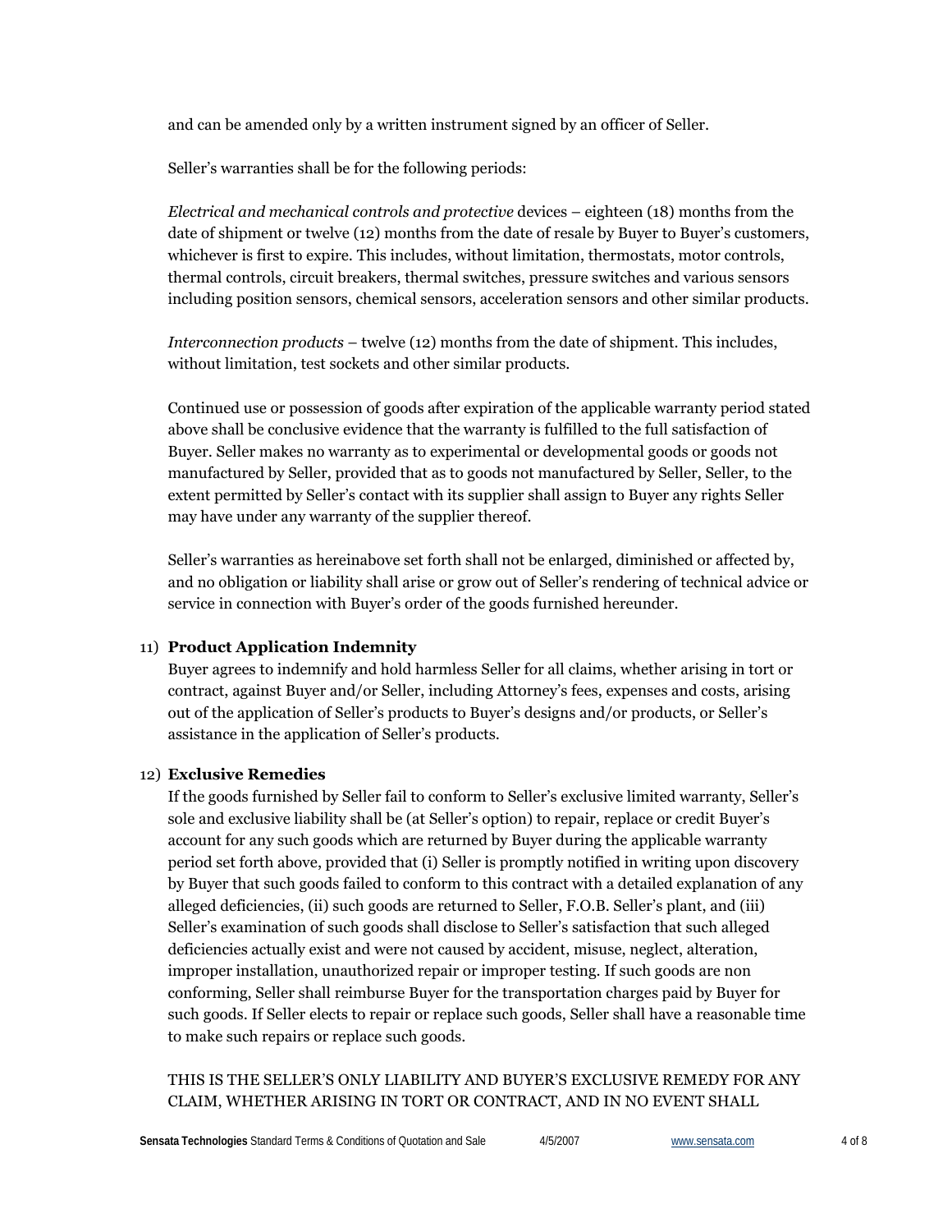and can be amended only by a written instrument signed by an officer of Seller.

Seller's warranties shall be for the following periods:

*Electrical and mechanical controls and protective* devices – eighteen (18) months from the date of shipment or twelve (12) months from the date of resale by Buyer to Buyer's customers, whichever is first to expire. This includes, without limitation, thermostats, motor controls, thermal controls, circuit breakers, thermal switches, pressure switches and various sensors including position sensors, chemical sensors, acceleration sensors and other similar products.

*Interconnection products* – twelve (12) months from the date of shipment. This includes, without limitation, test sockets and other similar products.

Continued use or possession of goods after expiration of the applicable warranty period stated above shall be conclusive evidence that the warranty is fulfilled to the full satisfaction of Buyer. Seller makes no warranty as to experimental or developmental goods or goods not manufactured by Seller, provided that as to goods not manufactured by Seller, Seller, to the extent permitted by Seller's contact with its supplier shall assign to Buyer any rights Seller may have under any warranty of the supplier thereof.

Seller's warranties as hereinabove set forth shall not be enlarged, diminished or affected by, and no obligation or liability shall arise or grow out of Seller's rendering of technical advice or service in connection with Buyer's order of the goods furnished hereunder.

11) **Product Application Indemnity**

Buyer agrees to indemnify and hold harmless Seller for all claims, whether arising in tort or contract, against Buyer and/or Seller, including Attorney's fees, expenses and costs, arising out of the application of Seller's products to Buyer's designs and/or products, or Seller's assistance in the application of Seller's products.

12) **Exclusive Remedies**

If the goods furnished by Seller fail to conform to Seller's exclusive limited warranty, Seller's sole and exclusive liability shall be (at Seller's option) to repair, replace or credit Buyer's account for any such goods which are returned by Buyer during the applicable warranty period set forth above, provided that (i) Seller is promptly notified in writing upon discovery by Buyer that such goods failed to conform to this contract with a detailed explanation of any alleged deficiencies, (ii) such goods are returned to Seller, F.O.B. Seller's plant, and (iii) Seller's examination of such goods shall disclose to Seller's satisfaction that such alleged deficiencies actually exist and were not caused by accident, misuse, neglect, alteration, improper installation, unauthorized repair or improper testing. If such goods are non conforming, Seller shall reimburse Buyer for the transportation charges paid by Buyer for such goods. If Seller elects to repair or replace such goods, Seller shall have a reasonable time to make such repairs or replace such goods.

THIS IS THE SELLER'S ONLY LIABILITY AND BUYER'S EXCLUSIVE REMEDY FOR ANY CLAIM, WHETHER ARISING IN TORT OR CONTRACT, AND IN NO EVENT SHALL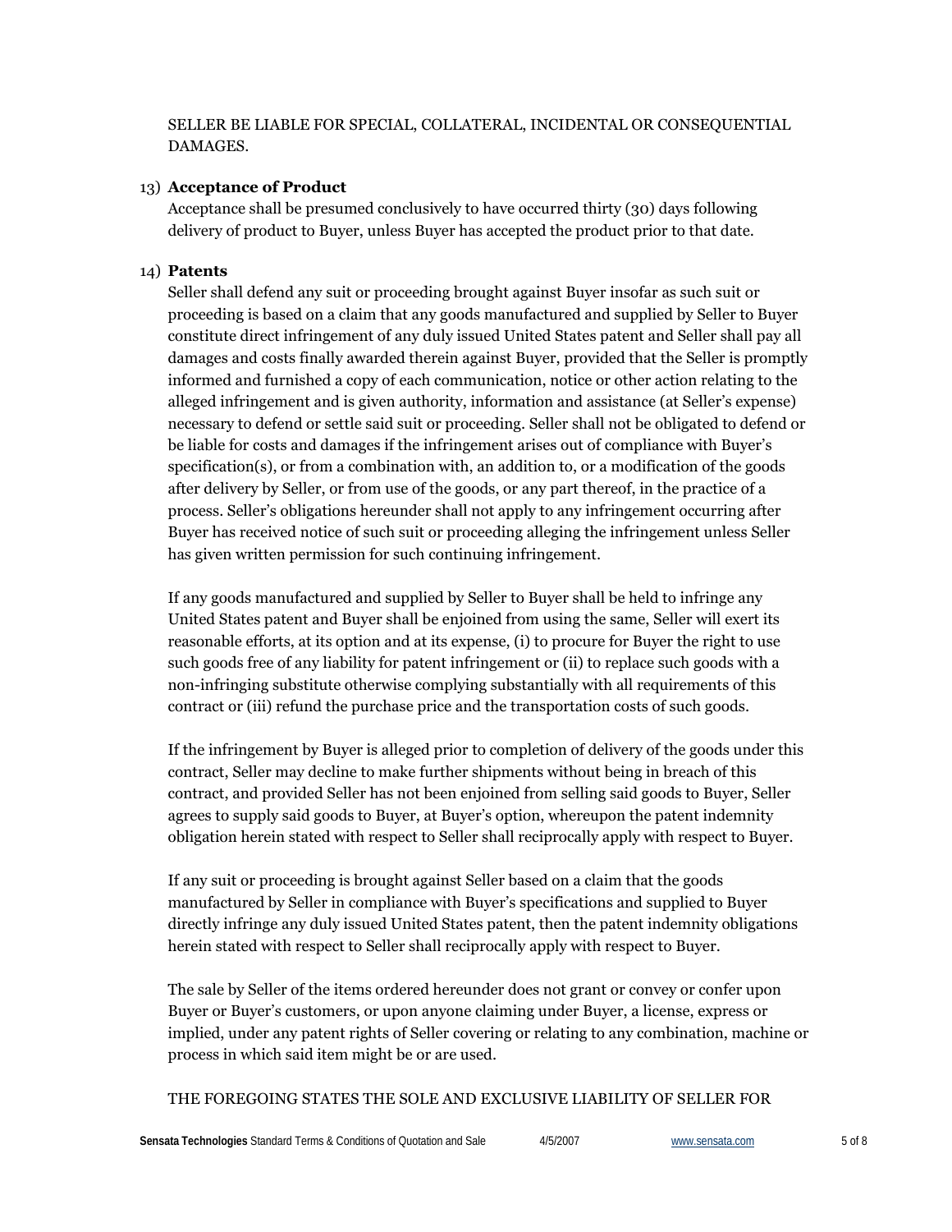SELLER BE LIABLE FOR SPECIAL, COLLATERAL, INCIDENTAL OR CONSEQUENTIAL DAMAGES.

13) **Acceptance of Product**

Acceptance shall be presumed conclusively to have occurred thirty (30) days following delivery of product to Buyer, unless Buyer has accepted the product prior to that date.

14) **Patents**

Seller shall defend any suit or proceeding brought against Buyer insofar as such suit or proceeding is based on a claim that any goods manufactured and supplied by Seller to Buyer constitute direct infringement of any duly issued United States patent and Seller shall pay all damages and costs finally awarded therein against Buyer, provided that the Seller is promptly informed and furnished a copy of each communication, notice or other action relating to the alleged infringement and is given authority, information and assistance (at Seller's expense) necessary to defend or settle said suit or proceeding. Seller shall not be obligated to defend or be liable for costs and damages if the infringement arises out of compliance with Buyer's specification(s), or from a combination with, an addition to, or a modification of the goods after delivery by Seller, or from use of the goods, or any part thereof, in the practice of a process. Seller's obligations hereunder shall not apply to any infringement occurring after Buyer has received notice of such suit or proceeding alleging the infringement unless Seller has given written permission for such continuing infringement.

If any goods manufactured and supplied by Seller to Buyer shall be held to infringe any United States patent and Buyer shall be enjoined from using the same, Seller will exert its reasonable efforts, at its option and at its expense, (i) to procure for Buyer the right to use such goods free of any liability for patent infringement or (ii) to replace such goods with a non-infringing substitute otherwise complying substantially with all requirements of this contract or (iii) refund the purchase price and the transportation costs of such goods.

If the infringement by Buyer is alleged prior to completion of delivery of the goods under this contract, Seller may decline to make further shipments without being in breach of this contract, and provided Seller has not been enjoined from selling said goods to Buyer, Seller agrees to supply said goods to Buyer, at Buyer's option, whereupon the patent indemnity obligation herein stated with respect to Seller shall reciprocally apply with respect to Buyer.

If any suit or proceeding is brought against Seller based on a claim that the goods manufactured by Seller in compliance with Buyer's specifications and supplied to Buyer directly infringe any duly issued United States patent, then the patent indemnity obligations herein stated with respect to Seller shall reciprocally apply with respect to Buyer.

The sale by Seller of the items ordered hereunder does not grant or convey or confer upon Buyer or Buyer's customers, or upon anyone claiming under Buyer, a license, express or implied, under any patent rights of Seller covering or relating to any combination, machine or process in which said item might be or are used.

THE FOREGOING STATES THE SOLE AND EXCLUSIVE LIABILITY OF SELLER FOR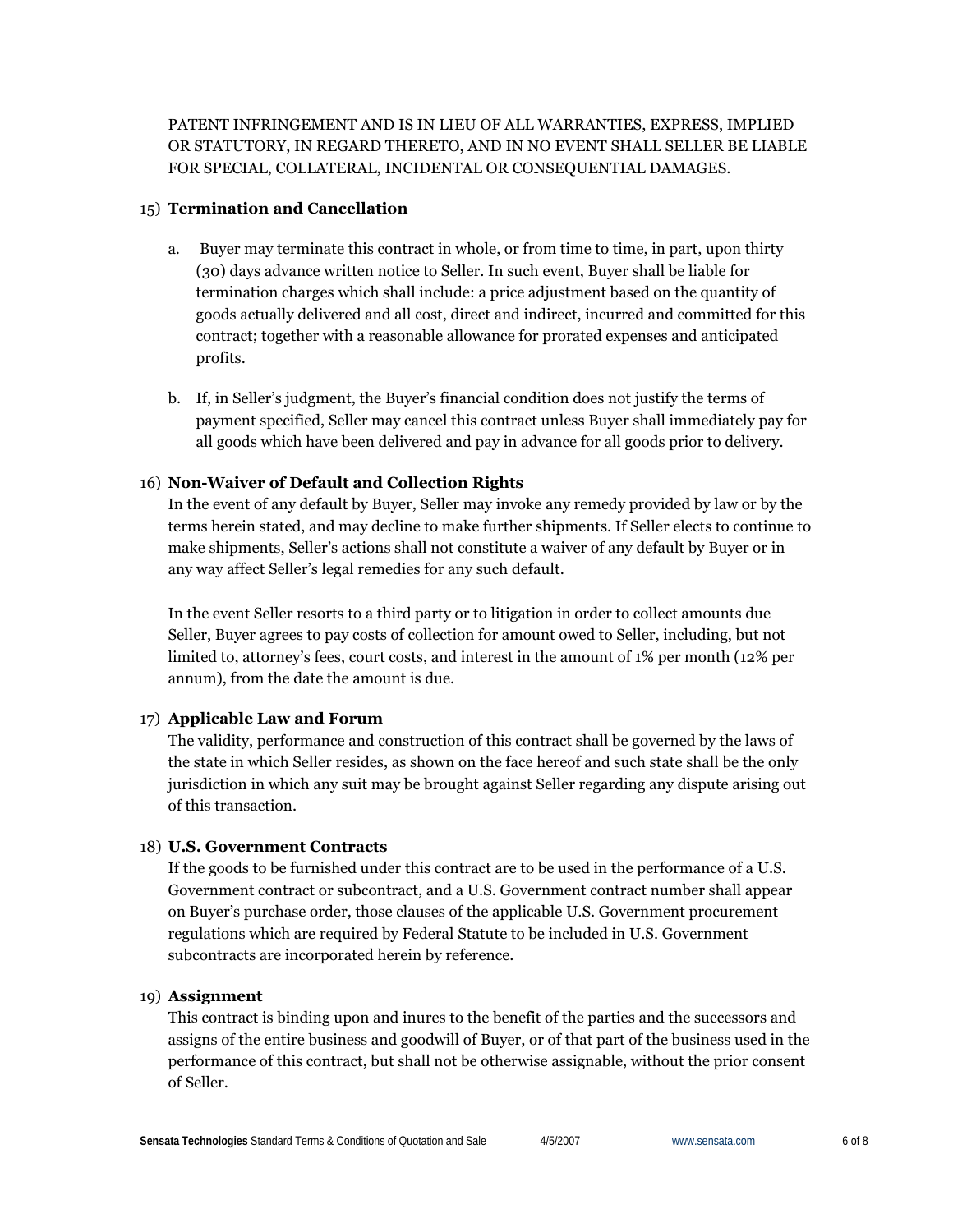PATENT INFRINGEMENT AND IS IN LIEU OF ALL WARRANTIES, EXPRESS, IMPLIED OR STATUTORY, IN REGARD THERETO, AND IN NO EVENT SHALL SELLER BE LIABLE FOR SPECIAL, COLLATERAL, INCIDENTAL OR CONSEQUENTIAL DAMAGES.

15) **Termination and Cancellation**

a. Buyer may terminate this contract in whole, or from time to time, in part, upon thirty (30) days advance written notice to Seller. In such event, Buyer shall be liable for termination charges which shall include: a price adjustment based on the quantity of goods actually delivered and all cost, direct and indirect, incurred and committed for this contract; together with a reasonable allowance for prorated expenses and anticipated profits.

b. If, in Seller's judgment, the Buyer's financial condition does not justify the terms of payment specified, Seller may cancel this contract unless Buyer shall immediately pay for all goods which have been delivered and pay in advance for all goods prior to delivery.

16) **Non-Waiver of Default and Collection Rights**

In the event of any default by Buyer, Seller may invoke any remedy provided by law or by the terms herein stated, and may decline to make further shipments. If Seller elects to continue to make shipments, Seller's actions shall not constitute a waiver of any default by Buyer or in any way affect Seller's legal remedies for any such default.

In the event Seller resorts to a third party or to litigation in order to collect amounts due Seller, Buyer agrees to pay costs of collection for amount owed to Seller, including, but not limited to, attorney's fees, court costs, and interest in the amount of 1% per month (12% per annum), from the date the amount is due.

17) **Applicable Law and Forum**

The validity, performance and construction of this contract shall be governed by the laws of the state in which Seller resides, as shown on the face hereof and such state shall be the only jurisdiction in which any suit may be brought against Seller regarding any dispute arising out of this transaction.

18) **U.S. Government Contracts**

If the goods to be furnished under this contract are to be used in the performance of a U.S. Government contract or subcontract, and a U.S. Government contract number shall appear on Buyer's purchase order, those clauses of the applicable U.S. Government procurement regulations which are required by Federal Statute to be included in U.S. Government subcontracts are incorporated herein by reference.

19) **Assignment**

This contract is binding upon and inures to the benefit of the parties and the successors and assigns of the entire business and goodwill of Buyer, or of that part of the business used in the performance of this contract, but shall not be otherwise assignable, without the prior consent of Seller.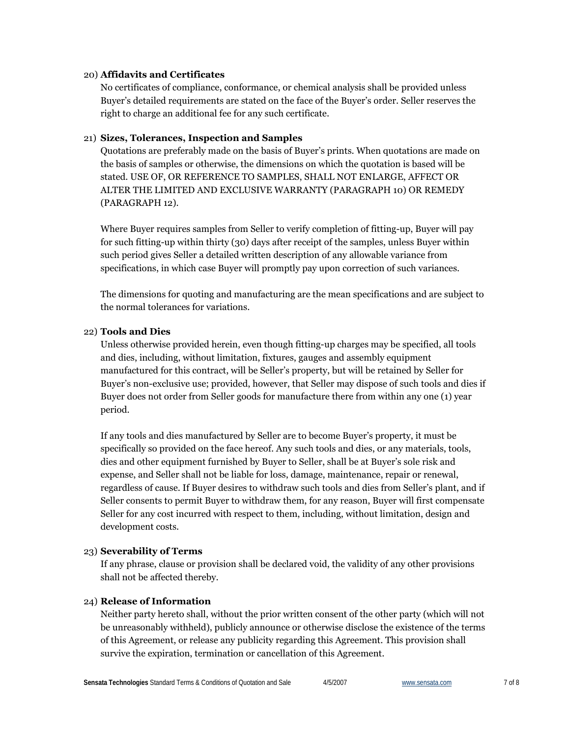20) **Affidavits and Certificates**

No certificates of compliance, conformance, or chemical analysis shall be provided unless Buyer's detailed requirements are stated on the face of the Buyer's order. Seller reserves the right to charge an additional fee for any such certificate.

21) **Sizes, Tolerances, Inspection and Samples**

Quotations are preferably made on the basis of Buyer's prints. When quotations are made on the basis of samples or otherwise, the dimensions on which the quotation is based will be stated. USE OF, OR REFERENCE TO SAMPLES, SHALL NOT ENLARGE, AFFECT OR ALTER THE LIMITED AND EXCLUSIVE WARRANTY (PARAGRAPH 10) OR REMEDY (PARAGRAPH 12).

Where Buyer requires samples from Seller to verify completion of fitting-up, Buyer will pay for such fitting-up within thirty (30) days after receipt of the samples, unless Buyer within such period gives Seller a detailed written description of any allowable variance from specifications, in which case Buyer will promptly pay upon correction of such variances.

The dimensions for quoting and manufacturing are the mean specifications and are subject to the normal tolerances for variations.

22) **Tools and Dies**

Unless otherwise provided herein, even though fitting-up charges may be specified, all tools and dies, including, without limitation, fixtures, gauges and assembly equipment manufactured for this contract, will be Seller's property, but will be retained by Seller for Buyer's non-exclusive use; provided, however, that Seller may dispose of such tools and dies if Buyer does not order from Seller goods for manufacture there from within any one (1) year period.

If any tools and dies manufactured by Seller are to become Buyer's property, it must be specifically so provided on the face hereof. Any such tools and dies, or any materials, tools, dies and other equipment furnished by Buyer to Seller, shall be at Buyer's sole risk and expense, and Seller shall not be liable for loss, damage, maintenance, repair or renewal, regardless of cause. If Buyer desires to withdraw such tools and dies from Seller's plant, and if Seller consents to permit Buyer to withdraw them, for any reason, Buyer will first compensate Seller for any cost incurred with respect to them, including, without limitation, design and development costs.

23) **Severability of Terms**

If any phrase, clause or provision shall be declared void, the validity of any other provisions shall not be affected thereby.

24) **Release of Information**

Neither party hereto shall, without the prior written consent of the other party (which will not be unreasonably withheld), publicly announce or otherwise disclose the existence of the terms of this Agreement, or release any publicity regarding this Agreement. This provision shall survive the expiration, termination or cancellation of this Agreement.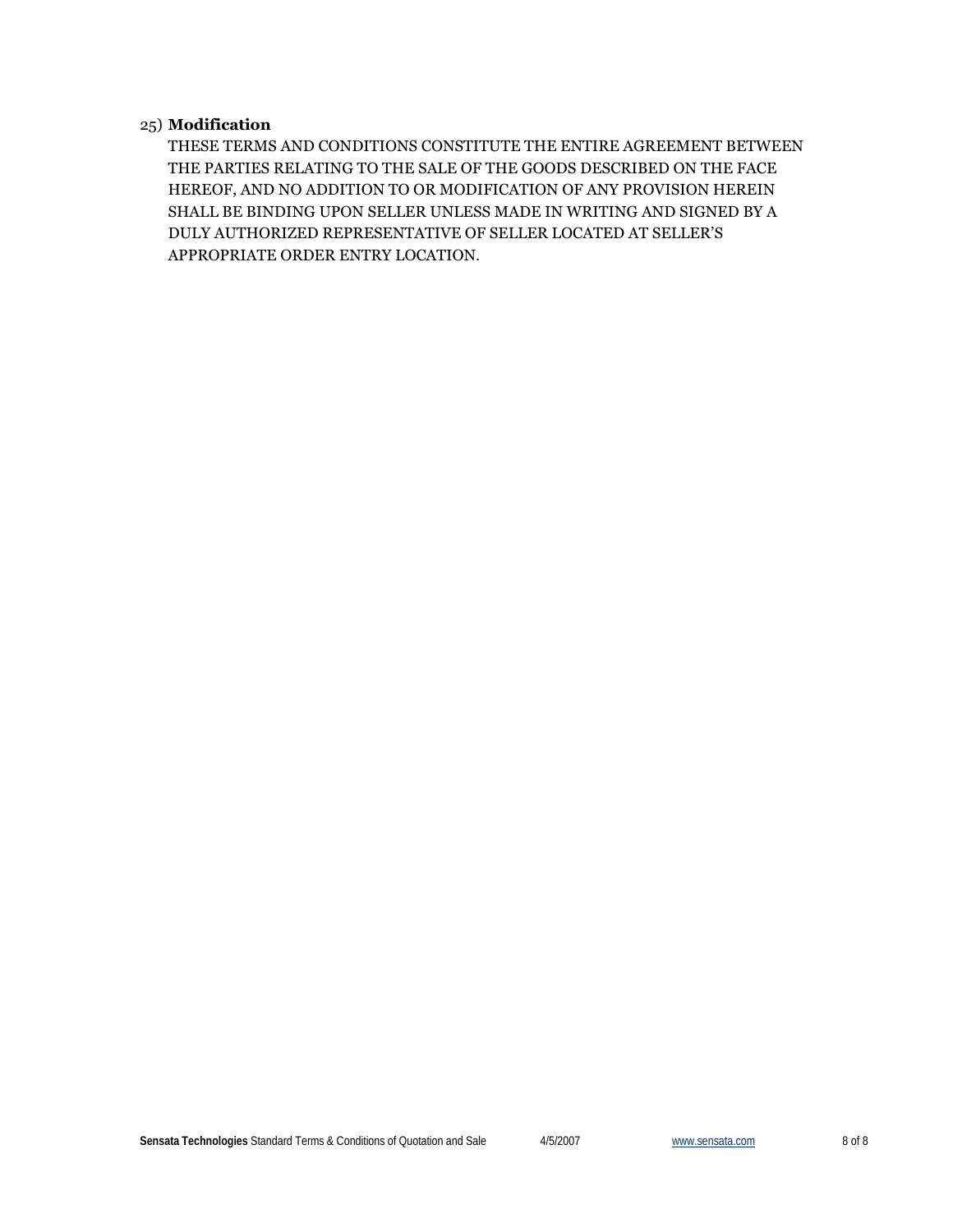25) **Modification**

THESE TERMS AND CONDITIONS CONSTITUTE THE ENTIRE AGREEMENT BETWEEN THE PARTIES RELATING TO THE SALE OF THE GOODS DESCRIBED ON THE FACE HEREOF, AND NO ADDITION TO OR MODIFICATION OF ANY PROVISION HEREIN SHALL BE BINDING UPON SELLER UNLESS MADE IN WRITING AND SIGNED BY A DULY AUTHORIZED REPRESENTATIVE OF SELLER LOCATED AT SELLER'S APPROPRIATE ORDER ENTRY LOCATION.